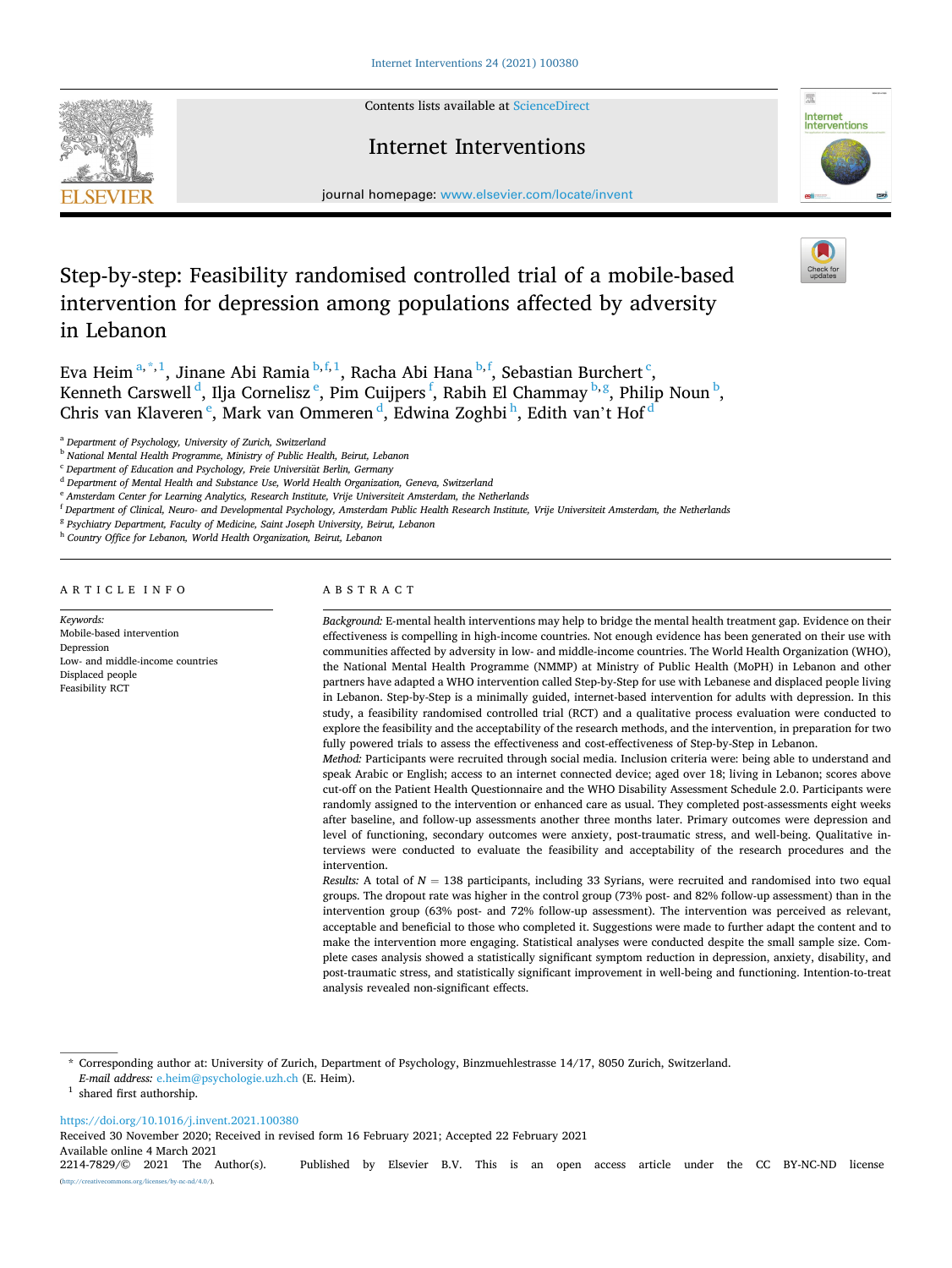# Step-by-step: Feasibility randomised controlled trial of a mobile-based intervention for depression among populations affected by adversity in Lebanon

Eva Heim[a,*,1], Jinane Abi Ramia[b,f,1], Racha Abi Hana[b,f], Sebastian Burchert[c], Kenneth Carswell[d], Ilja Cornelisz[e], Pim Cuijpers[f], Rabih El Chammay[b,g], Philip Noun[b], Chris van Klaveren[e], Mark van Ommeren[d], Edwina Zoghbi[h], Edith van't Hof[d]

[a] Department of Psychology, University of Zurich, Switzerland
[b] National Mental Health Programme, Ministry of Public Health, Beirut, Lebanon
[c] Department of Education and Psychology, Freie Universität Berlin, Germany
[d] Department of Mental Health and Substance Use, World Health Organization, Geneva, Switzerland
[e] Amsterdam Center for Learning Analytics, Research Institute, Vrije Universiteit Amsterdam, the Netherlands
[f] Department of Clinical, Neuro- and Developmental Psychology, Amsterdam Public Health Research Institute, Vrije Universiteit Amsterdam, the Netherlands
[g] Psychiatry Department, Faculty of Medicine, Saint Joseph University, Beirut, Lebanon
[h] Country Office for Lebanon, World Health Organization, Beirut, Lebanon

## ARTICLE INFO

*Keywords:*
Mobile-based intervention
Depression
Low- and middle-income countries
Displaced people
Feasibility RCT

## ABSTRACT

*Background:* E-mental health interventions may help to bridge the mental health treatment gap. Evidence on their effectiveness is compelling in high-income countries. Not enough evidence has been generated on their use with communities affected by adversity in low- and middle-income countries. The World Health Organization (WHO), the National Mental Health Programme (NMMP) at Ministry of Public Health (MoPH) in Lebanon and other partners have adapted a WHO intervention called Step-by-Step for use with Lebanese and displaced people living in Lebanon. Step-by-Step is a minimally guided, internet-based intervention for adults with depression. In this study, a feasibility randomised controlled trial (RCT) and a qualitative process evaluation were conducted to explore the feasibility and the acceptability of the research methods, and the intervention, in preparation for two fully powered trials to assess the effectiveness and cost-effectiveness of Step-by-Step in Lebanon.

*Method:* Participants were recruited through social media. Inclusion criteria were: being able to understand and speak Arabic or English; access to an internet connected device; aged over 18; living in Lebanon; scores above cut-off on the Patient Health Questionnaire and the WHO Disability Assessment Schedule 2.0. Participants were randomly assigned to the intervention or enhanced care as usual. They completed post-assessments eight weeks after baseline, and follow-up assessments another three months later. Primary outcomes were depression and level of functioning, secondary outcomes were anxiety, post-traumatic stress, and well-being. Qualitative interviews were conducted to evaluate the feasibility and acceptability of the research procedures and the intervention.

*Results:* A total of $N = 138$ participants, including 33 Syrians, were recruited and randomised into two equal groups. The dropout rate was higher in the control group (73% post- and 82% follow-up assessment) than in the intervention group (63% post- and 72% follow-up assessment). The intervention was perceived as relevant, acceptable and beneficial to those who completed it. Suggestions were made to further adapt the content and to make the intervention more engaging. Statistical analyses were conducted despite the small sample size. Complete cases analysis showed a statistically significant symptom reduction in depression, anxiety, disability, and post-traumatic stress, and statistically significant improvement in well-being and functioning. Intention-to-treat analysis revealed non-significant effects.

\* Corresponding author at: University of Zurich, Department of Psychology, Binzmuehlestrasse 14/17, 8050 Zurich, Switzerland.
*E-mail address:* e.heim@psychologie.uzh.ch (E. Heim).
[1] shared first authorship.

https://doi.org/10.1016/j.invent.2021.100380
Received 30 November 2020; Received in revised form 16 February 2021; Accepted 22 February 2021
Available online 4 March 2021
2214-7829/© 2021 The Author(s). Published by Elsevier B.V. This is an open access article under the CC BY-NC-ND license (http://creativecommons.org/licenses/by-nc-nd/4.0/).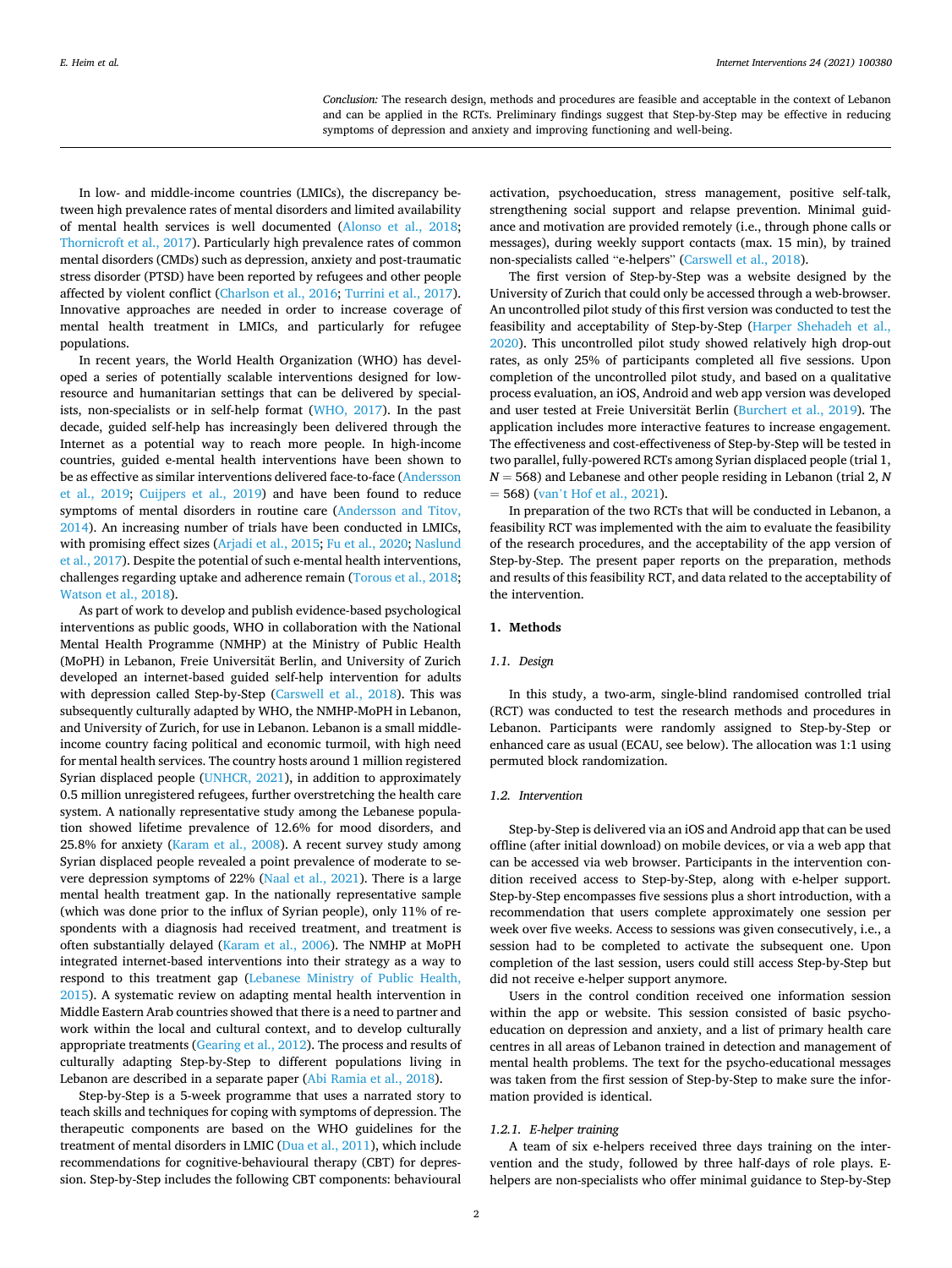*Conclusion:* The research design, methods and procedures are feasible and acceptable in the context of Lebanon and can be applied in the RCTs. Preliminary findings suggest that Step-by-Step may be effective in reducing symptoms of depression and anxiety and improving functioning and well-being.

In low- and middle-income countries (LMICs), the discrepancy between high prevalence rates of mental disorders and limited availability of mental health services is well documented (Alonso et al., 2018; Thornicroft et al., 2017). Particularly high prevalence rates of common mental disorders (CMDs) such as depression, anxiety and post-traumatic stress disorder (PTSD) have been reported by refugees and other people affected by violent conflict (Charlson et al., 2016; Turrini et al., 2017). Innovative approaches are needed in order to increase coverage of mental health treatment in LMICs, and particularly for refugee populations.

In recent years, the World Health Organization (WHO) has developed a series of potentially scalable interventions designed for low-resource and humanitarian settings that can be delivered by specialists, non-specialists or in self-help format (WHO, 2017). In the past decade, guided self-help has increasingly been delivered through the Internet as a potential way to reach more people. In high-income countries, guided e-mental health interventions have been shown to be as effective as similar interventions delivered face-to-face (Andersson et al., 2019; Cuijpers et al., 2019) and have been found to reduce symptoms of mental disorders in routine care (Andersson and Titov, 2014). An increasing number of trials have been conducted in LMICs, with promising effect sizes (Arjadi et al., 2015; Fu et al., 2020; Naslund et al., 2017). Despite the potential of such e-mental health interventions, challenges regarding uptake and adherence remain (Torous et al., 2018; Watson et al., 2018).

As part of work to develop and publish evidence-based psychological interventions as public goods, WHO in collaboration with the National Mental Health Programme (NMHP) at the Ministry of Public Health (MoPH) in Lebanon, Freie Universität Berlin, and University of Zurich developed an internet-based guided self-help intervention for adults with depression called Step-by-Step (Carswell et al., 2018). This was subsequently culturally adapted by WHO, the NMHP-MoPH in Lebanon, and University of Zurich, for use in Lebanon. Lebanon is a small middle-income country facing political and economic turmoil, with high need for mental health services. The country hosts around 1 million registered Syrian displaced people (UNHCR, 2021), in addition to approximately 0.5 million unregistered refugees, further overstretching the health care system. A nationally representative study among the Lebanese population showed lifetime prevalence of 12.6% for mood disorders, and 25.8% for anxiety (Karam et al., 2008). A recent survey study among Syrian displaced people revealed a point prevalence of moderate to severe depression symptoms of 22% (Naal et al., 2021). There is a large mental health treatment gap. In the nationally representative sample (which was done prior to the influx of Syrian people), only 11% of respondents with a diagnosis had received treatment, and treatment is often substantially delayed (Karam et al., 2006). The NMHP at MoPH integrated internet-based interventions into their strategy as a way to respond to this treatment gap (Lebanese Ministry of Public Health, 2015). A systematic review on adapting mental health intervention in Middle Eastern Arab countries showed that there is a need to partner and work within the local and cultural context, and to develop culturally appropriate treatments (Gearing et al., 2012). The process and results of culturally adapting Step-by-Step to different populations living in Lebanon are described in a separate paper (Abi Ramia et al., 2018).

Step-by-Step is a 5-week programme that uses a narrated story to teach skills and techniques for coping with symptoms of depression. The therapeutic components are based on the WHO guidelines for the treatment of mental disorders in LMIC (Dua et al., 2011), which include recommendations for cognitive-behavioural therapy (CBT) for depression. Step-by-Step includes the following CBT components: behavioural activation, psychoeducation, stress management, positive self-talk, strengthening social support and relapse prevention. Minimal guidance and motivation are provided remotely (i.e., through phone calls or messages), during weekly support contacts (max. 15 min), by trained non-specialists called "e-helpers" (Carswell et al., 2018).

The first version of Step-by-Step was a website designed by the University of Zurich that could only be accessed through a web-browser. An uncontrolled pilot study of this first version was conducted to test the feasibility and acceptability of Step-by-Step (Harper Shehadeh et al., 2020). This uncontrolled pilot study showed relatively high drop-out rates, as only 25% of participants completed all five sessions. Upon completion of the uncontrolled pilot study, and based on a qualitative process evaluation, an iOS, Android and web app version was developed and user tested at Freie Universität Berlin (Burchert et al., 2019). The application includes more interactive features to increase engagement. The effectiveness and cost-effectiveness of Step-by-Step will be tested in two parallel, fully-powered RCTs among Syrian displaced people (trial 1, $N = 568$) and Lebanese and other people residing in Lebanon (trial 2, $N = 568$) (van't Hof et al., 2021).

In preparation of the two RCTs that will be conducted in Lebanon, a feasibility RCT was implemented with the aim to evaluate the feasibility of the research procedures, and the acceptability of the app version of Step-by-Step. The present paper reports on the preparation, methods and results of this feasibility RCT, and data related to the acceptability of the intervention.

## 1. Methods

### 1.1. Design

In this study, a two-arm, single-blind randomised controlled trial (RCT) was conducted to test the research methods and procedures in Lebanon. Participants were randomly assigned to Step-by-Step or enhanced care as usual (ECAU, see below). The allocation was 1:1 using permuted block randomization.

### 1.2. Intervention

Step-by-Step is delivered via an iOS and Android app that can be used offline (after initial download) on mobile devices, or via a web app that can be accessed via web browser. Participants in the intervention condition received access to Step-by-Step, along with e-helper support. Step-by-Step encompasses five sessions plus a short introduction, with a recommendation that users complete approximately one session per week over five weeks. Access to sessions was given consecutively, i.e., a session had to be completed to activate the subsequent one. Upon completion of the last session, users could still access Step-by-Step but did not receive e-helper support anymore.

Users in the control condition received one information session within the app or website. This session consisted of basic psychoeducation on depression and anxiety, and a list of primary health care centres in all areas of Lebanon trained in detection and management of mental health problems. The text for the psycho-educational messages was taken from the first session of Step-by-Step to make sure the information provided is identical.

#### 1.2.1. E-helper training

A team of six e-helpers received three days training on the intervention and the study, followed by three half-days of role plays. E-helpers are non-specialists who offer minimal guidance to Step-by-Step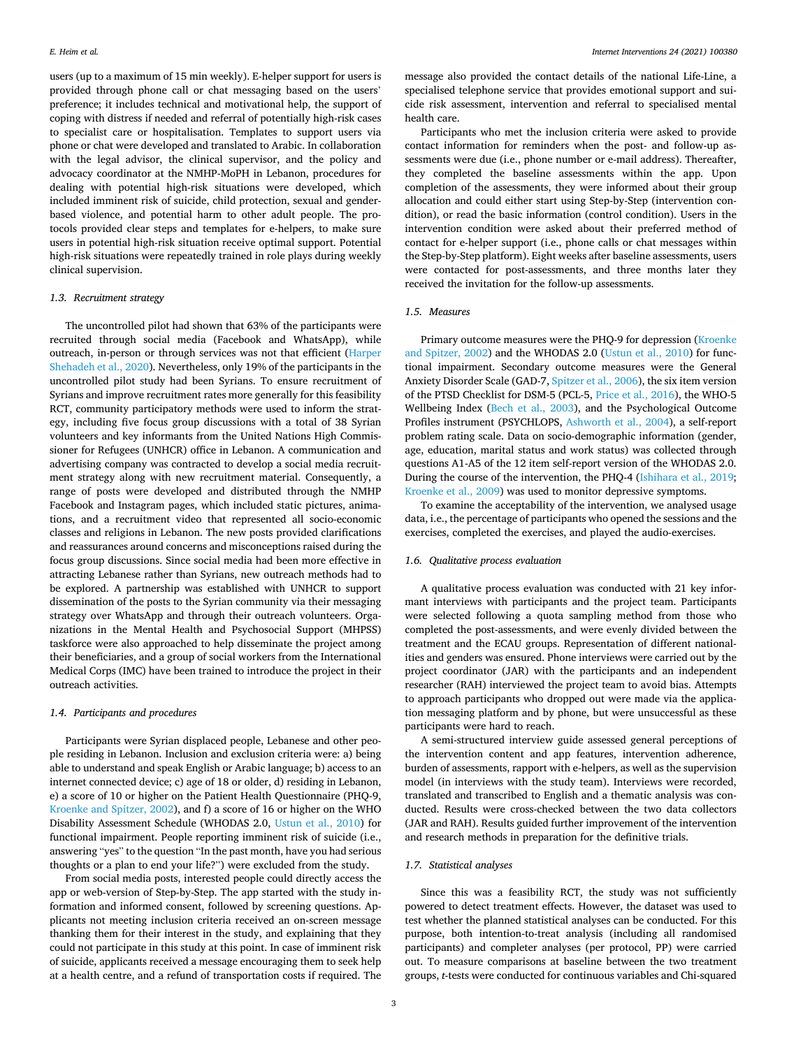users (up to a maximum of 15 min weekly). E-helper support for users is provided through phone call or chat messaging based on the users' preference; it includes technical and motivational help, the support of coping with distress if needed and referral of potentially high-risk cases to specialist care or hospitalisation. Templates to support users via phone or chat were developed and translated to Arabic. In collaboration with the legal advisor, the clinical supervisor, and the policy and advocacy coordinator at the NMHP-MoPH in Lebanon, procedures for dealing with potential high-risk situations were developed, which included imminent risk of suicide, child protection, sexual and gender-based violence, and potential harm to other adult people. The protocols provided clear steps and templates for e-helpers, to make sure users in potential high-risk situation receive optimal support. Potential high-risk situations were repeatedly trained in role plays during weekly clinical supervision.

### 1.3. Recruitment strategy

The uncontrolled pilot had shown that 63% of the participants were recruited through social media (Facebook and WhatsApp), while outreach, in-person or through services was not that efficient (Harper Shehadeh et al., 2020). Nevertheless, only 19% of the participants in the uncontrolled pilot study had been Syrians. To ensure recruitment of Syrians and improve recruitment rates more generally for this feasibility RCT, community participatory methods were used to inform the strategy, including five focus group discussions with a total of 38 Syrian volunteers and key informants from the United Nations High Commissioner for Refugees (UNHCR) office in Lebanon. A communication and advertising company was contracted to develop a social media recruitment strategy along with new recruitment material. Consequently, a range of posts were developed and distributed through the NMHP Facebook and Instagram pages, which included static pictures, animations, and a recruitment video that represented all socio-economic classes and religions in Lebanon. The new posts provided clarifications and reassurances around concerns and misconceptions raised during the focus group discussions. Since social media had been more effective in attracting Lebanese rather than Syrians, new outreach methods had to be explored. A partnership was established with UNHCR to support dissemination of the posts to the Syrian community via their messaging strategy over WhatsApp and through their outreach volunteers. Organizations in the Mental Health and Psychosocial Support (MHPSS) taskforce were also approached to help disseminate the project among their beneficiaries, and a group of social workers from the International Medical Corps (IMC) have been trained to introduce the project in their outreach activities.

### 1.4. Participants and procedures

Participants were Syrian displaced people, Lebanese and other people residing in Lebanon. Inclusion and exclusion criteria were: a) being able to understand and speak English or Arabic language; b) access to an internet connected device; c) age of 18 or older, d) residing in Lebanon, e) a score of 10 or higher on the Patient Health Questionnaire (PHQ-9, Kroenke and Spitzer, 2002), and f) a score of 16 or higher on the WHO Disability Assessment Schedule (WHODAS 2.0, Ustun et al., 2010) for functional impairment. People reporting imminent risk of suicide (i.e., answering "yes" to the question "In the past month, have you had serious thoughts or a plan to end your life?") were excluded from the study.

From social media posts, interested people could directly access the app or web-version of Step-by-Step. The app started with the study information and informed consent, followed by screening questions. Applicants not meeting inclusion criteria received an on-screen message thanking them for their interest in the study, and explaining that they could not participate in this study at this point. In case of imminent risk of suicide, applicants received a message encouraging them to seek help at a health centre, and a refund of transportation costs if required. The message also provided the contact details of the national Life-Line, a specialised telephone service that provides emotional support and suicide risk assessment, intervention and referral to specialised mental health care.

Participants who met the inclusion criteria were asked to provide contact information for reminders when the post- and follow-up assessments were due (i.e., phone number or e-mail address). Thereafter, they completed the baseline assessments within the app. Upon completion of the assessments, they were informed about their group allocation and could either start using Step-by-Step (intervention condition), or read the basic information (control condition). Users in the intervention condition were asked about their preferred method of contact for e-helper support (i.e., phone calls or chat messages within the Step-by-Step platform). Eight weeks after baseline assessments, users were contacted for post-assessments, and three months later they received the invitation for the follow-up assessments.

### 1.5. Measures

Primary outcome measures were the PHQ-9 for depression (Kroenke and Spitzer, 2002) and the WHODAS 2.0 (Ustun et al., 2010) for functional impairment. Secondary outcome measures were the General Anxiety Disorder Scale (GAD-7, Spitzer et al., 2006), the six item version of the PTSD Checklist for DSM-5 (PCL-5, Price et al., 2016), the WHO-5 Wellbeing Index (Bech et al., 2003), and the Psychological Outcome Profiles instrument (PSYCHLOPS, Ashworth et al., 2004), a self-report problem rating scale. Data on socio-demographic information (gender, age, education, marital status and work status) was collected through questions A1-A5 of the 12 item self-report version of the WHODAS 2.0. During the course of the intervention, the PHQ-4 (Ishihara et al., 2019; Kroenke et al., 2009) was used to monitor depressive symptoms.

To examine the acceptability of the intervention, we analysed usage data, i.e., the percentage of participants who opened the sessions and the exercises, completed the exercises, and played the audio-exercises.

### 1.6. Qualitative process evaluation

A qualitative process evaluation was conducted with 21 key informant interviews with participants and the project team. Participants were selected following a quota sampling method from those who completed the post-assessments, and were evenly divided between the treatment and the ECAU groups. Representation of different nationalities and genders was ensured. Phone interviews were carried out by the project coordinator (JAR) with the participants and an independent researcher (RAH) interviewed the project team to avoid bias. Attempts to approach participants who dropped out were made via the application messaging platform and by phone, but were unsuccessful as these participants were hard to reach.

A semi-structured interview guide assessed general perceptions of the intervention content and app features, intervention adherence, burden of assessments, rapport with e-helpers, as well as the supervision model (in interviews with the study team). Interviews were recorded, translated and transcribed to English and a thematic analysis was conducted. Results were cross-checked between the two data collectors (JAR and RAH). Results guided further improvement of the intervention and research methods in preparation for the definitive trials.

### 1.7. Statistical analyses

Since this was a feasibility RCT, the study was not sufficiently powered to detect treatment effects. However, the dataset was used to test whether the planned statistical analyses can be conducted. For this purpose, both intention-to-treat analysis (including all randomised participants) and completer analyses (per protocol, PP) were carried out. To measure comparisons at baseline between the two treatment groups, *t*-tests were conducted for continuous variables and Chi-squared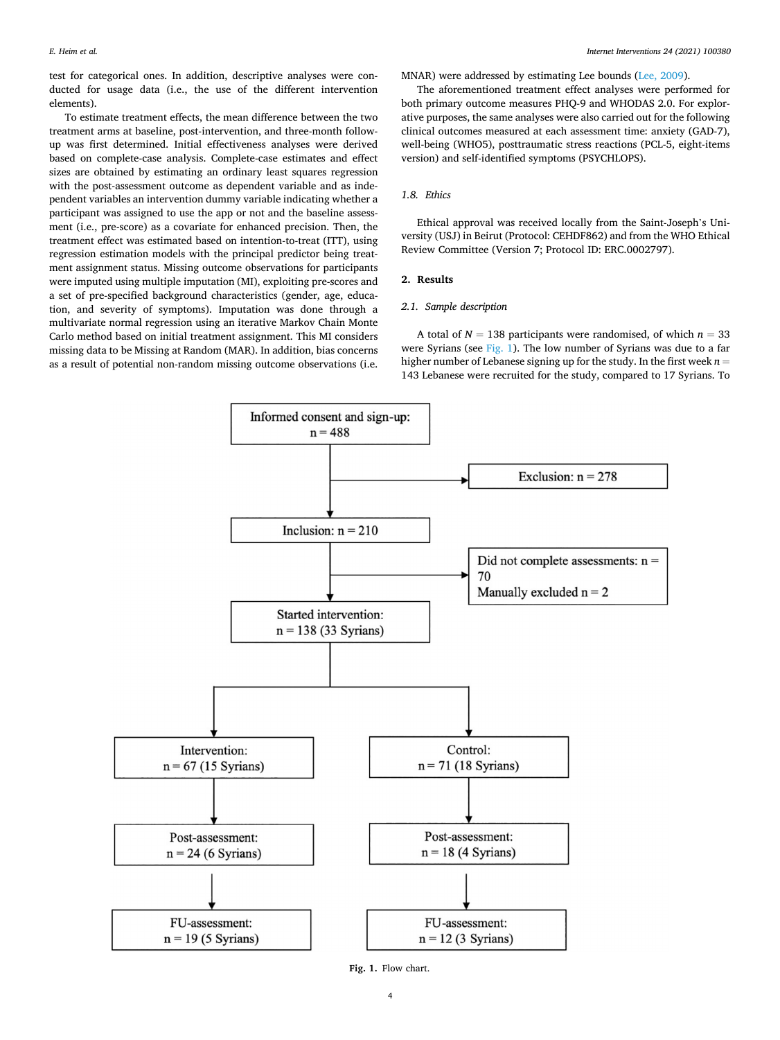test for categorical ones. In addition, descriptive analyses were conducted for usage data (i.e., the use of the different intervention elements).

To estimate treatment effects, the mean difference between the two treatment arms at baseline, post-intervention, and three-month follow-up was first determined. Initial effectiveness analyses were derived based on complete-case analysis. Complete-case estimates and effect sizes are obtained by estimating an ordinary least squares regression with the post-assessment outcome as dependent variable and as independent variables an intervention dummy variable indicating whether a participant was assigned to use the app or not and the baseline assessment (i.e., pre-score) as a covariate for enhanced precision. Then, the treatment effect was estimated based on intention-to-treat (ITT), using regression estimation models with the principal predictor being treatment assignment status. Missing outcome observations for participants were imputed using multiple imputation (MI), exploiting pre-scores and a set of pre-specified background characteristics (gender, age, education, and severity of symptoms). Imputation was done through a multivariate normal regression using an iterative Markov Chain Monte Carlo method based on initial treatment assignment. This MI considers missing data to be Missing at Random (MAR). In addition, bias concerns as a result of potential non-random missing outcome observations (i.e. MNAR) were addressed by estimating Lee bounds (Lee, 2009).

The aforementioned treatment effect analyses were performed for both primary outcome measures PHQ-9 and WHODAS 2.0. For explorative purposes, the same analyses were also carried out for the following clinical outcomes measured at each assessment time: anxiety (GAD-7), well-being (WHO5), posttraumatic stress reactions (PCL-5, eight-items version) and self-identified symptoms (PSYCHLOPS).

### 1.8. Ethics

Ethical approval was received locally from the Saint-Joseph's University (USJ) in Beirut (Protocol: CEHDF862) and from the WHO Ethical Review Committee (Version 7; Protocol ID: ERC.0002797).

## 2. Results

### 2.1. Sample description

A total of $N = 138$ participants were randomised, of which $n = 33$ were Syrians (see Fig. 1). The low number of Syrians was due to a far higher number of Lebanese signing up for the study. In the first week $n = 143$ Lebanese were recruited for the study, compared to 17 Syrians. To

Informed consent and sign-up: n = 488
→ Exclusion: n = 278
Inclusion: n = 210
→ Did not complete assessments: n = 70; Manually excluded n = 2
Started intervention: n = 138 (33 Syrians)

| Intervention | Control |
| --- | --- |
| Intervention: n = 67 (15 Syrians) | Control: n = 71 (18 Syrians) |
| Post-assessment: n = 24 (6 Syrians) | Post-assessment: n = 18 (4 Syrians) |
| FU-assessment: n = 19 (5 Syrians) | FU-assessment: n = 12 (3 Syrians) |

**Fig. 1.** Flow chart.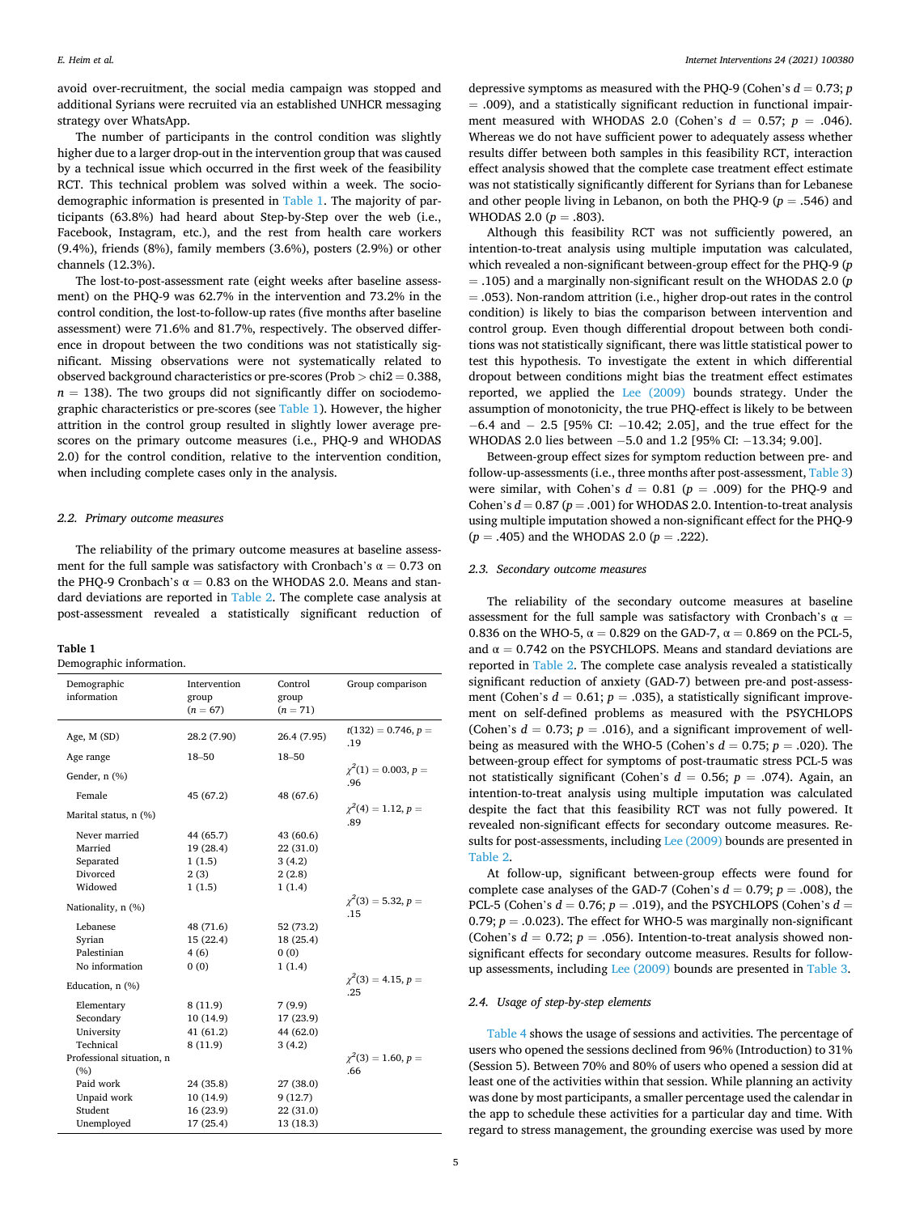avoid over-recruitment, the social media campaign was stopped and additional Syrians were recruited via an established UNHCR messaging strategy over WhatsApp.

The number of participants in the control condition was slightly higher due to a larger drop-out in the intervention group that was caused by a technical issue which occurred in the first week of the feasibility RCT. This technical problem was solved within a week. The sociodemographic information is presented in Table 1. The majority of participants (63.8%) had heard about Step-by-Step over the web (i.e., Facebook, Instagram, etc.), and the rest from health care workers (9.4%), friends (8%), family members (3.6%), posters (2.9%) or other channels (12.3%).

The lost-to-post-assessment rate (eight weeks after baseline assessment) on the PHQ-9 was 62.7% in the intervention and 73.2% in the control condition, the lost-to-follow-up rates (five months after baseline assessment) were 71.6% and 81.7%, respectively. The observed difference in dropout between the two conditions was not statistically significant. Missing observations were not systematically related to observed background characteristics or pre-scores (Prob > chi2 = 0.388, $n$ = 138). The two groups did not significantly differ on sociodemographic characteristics or pre-scores (see Table 1). However, the higher attrition in the control group resulted in slightly lower average pre-scores on the primary outcome measures (i.e., PHQ-9 and WHODAS 2.0) for the control condition, relative to the intervention condition, when including complete cases only in the analysis.

**Table 1**
Demographic information.

| Demographic information | Intervention group ($n$ = 67) | Control group ($n$ = 71) | Group comparison |
|---|---|---|---|
| Age, M (SD) | 28.2 (7.90) | 26.4 (7.95) | $t(132) = 0.746$, $p$ = .19 |
| Age range | 18–50 | 18–50 | |
| Gender, n (%) | | | $\chi^2(1) = 0.003$, $p$ = .96 |
| Female | 45 (67.2) | 48 (67.6) | |
| Marital status, n (%) | | | $\chi^2(4) = 1.12$, $p$ = .89 |
| Never married | 44 (65.7) | 43 (60.6) | |
| Married | 19 (28.4) | 22 (31.0) | |
| Separated | 1 (1.5) | 3 (4.2) | |
| Divorced | 2 (3) | 2 (2.8) | |
| Widowed | 1 (1.5) | 1 (1.4) | |
| Nationality, n (%) | | | $\chi^2(3) = 5.32$, $p$ = .15 |
| Lebanese | 48 (71.6) | 52 (73.2) | |
| Syrian | 15 (22.4) | 18 (25.4) | |
| Palestinian | 4 (6) | 0 (0) | |
| No information | 0 (0) | 1 (1.4) | |
| Education, n (%) | | | $\chi^2(3) = 4.15$, $p$ = .25 |
| Elementary | 8 (11.9) | 7 (9.9) | |
| Secondary | 10 (14.9) | 17 (23.9) | |
| University | 41 (61.2) | 44 (62.0) | |
| Technical | 8 (11.9) | 3 (4.2) | |
| Professional situation, n (%) | | | $\chi^2(3) = 1.60$, $p$ = .66 |
| Paid work | 24 (35.8) | 27 (38.0) | |
| Unpaid work | 10 (14.9) | 9 (12.7) | |
| Student | 16 (23.9) | 22 (31.0) | |
| Unemployed | 17 (25.4) | 13 (18.3) | |

### 2.2. Primary outcome measures

The reliability of the primary outcome measures at baseline assessment for the full sample was satisfactory with Cronbach's α = 0.73 on the PHQ-9 Cronbach's α = 0.83 on the WHODAS 2.0. Means and standard deviations are reported in Table 2. The complete case analysis at post-assessment revealed a statistically significant reduction of depressive symptoms as measured with the PHQ-9 (Cohen's $d$ = 0.73; $p$ = .009), and a statistically significant reduction in functional impairment measured with WHODAS 2.0 (Cohen's $d$ = 0.57; $p$ = .046). Whereas we do not have sufficient power to adequately assess whether results differ between both samples in this feasibility RCT, interaction effect analysis showed that the complete case treatment effect estimate was not statistically significantly different for Syrians than for Lebanese and other people living in Lebanon, on both the PHQ-9 ($p$ = .546) and WHODAS 2.0 ($p$ = .803).

Although this feasibility RCT was not sufficiently powered, an intention-to-treat analysis using multiple imputation was calculated, which revealed a non-significant between-group effect for the PHQ-9 ($p$ = .105) and a marginally non-significant result on the WHODAS 2.0 ($p$ = .053). Non-random attrition (i.e., higher drop-out rates in the control condition) is likely to bias the comparison between intervention and control group. Even though differential dropout between both conditions was not statistically significant, there was little statistical power to test this hypothesis. To investigate the extent in which differential dropout between conditions might bias the treatment effect estimates reported, we applied the Lee (2009) bounds strategy. Under the assumption of monotonicity, the true PHQ-effect is likely to be between −6.4 and − 2.5 [95% CI: −10.42; 2.05], and the true effect for the WHODAS 2.0 lies between −5.0 and 1.2 [95% CI: −13.34; 9.00].

Between-group effect sizes for symptom reduction between pre- and follow-up-assessments (i.e., three months after post-assessment, Table 3) were similar, with Cohen's $d$ = 0.81 ($p$ = .009) for the PHQ-9 and Cohen's $d$ = 0.87 ($p$ = .001) for WHODAS 2.0. Intention-to-treat analysis using multiple imputation showed a non-significant effect for the PHQ-9 ($p$ = .405) and the WHODAS 2.0 ($p$ = .222).

### 2.3. Secondary outcome measures

The reliability of the secondary outcome measures at baseline assessment for the full sample was satisfactory with Cronbach's α = 0.836 on the WHO-5, α = 0.829 on the GAD-7, α = 0.869 on the PCL-5, and α = 0.742 on the PSYCHLOPS. Means and standard deviations are reported in Table 2. The complete case analysis revealed a statistically significant reduction of anxiety (GAD-7) between pre-and post-assessment (Cohen's $d$ = 0.61; $p$ = .035), a statistically significant improvement on self-defined problems as measured with the PSYCHLOPS (Cohen's $d$ = 0.73; $p$ = .016), and a significant improvement of well-being as measured with the WHO-5 (Cohen's $d$ = 0.75; $p$ = .020). The between-group effect for symptoms of post-traumatic stress PCL-5 was not statistically significant (Cohen's $d$ = 0.56; $p$ = .074). Again, an intention-to-treat analysis using multiple imputation was calculated despite the fact that this feasibility RCT was not fully powered. It revealed non-significant effects for secondary outcome measures. Results for post-assessments, including Lee (2009) bounds are presented in Table 2.

At follow-up, significant between-group effects were found for complete case analyses of the GAD-7 (Cohen's $d$ = 0.79; $p$ = .008), the PCL-5 (Cohen's $d$ = 0.76; $p$ = .019), and the PSYCHLOPS (Cohen's $d$ = 0.79; $p$ = .0.023). The effect for WHO-5 was marginally non-significant (Cohen's $d$ = 0.72; $p$ = .056). Intention-to-treat analysis showed non-significant effects for secondary outcome measures. Results for follow-up assessments, including Lee (2009) bounds are presented in Table 3.

### 2.4. Usage of step-by-step elements

Table 4 shows the usage of sessions and activities. The percentage of users who opened the sessions declined from 96% (Introduction) to 31% (Session 5). Between 70% and 80% of users who opened a session did at least one of the activities within that session. While planning an activity was done by most participants, a smaller percentage used the calendar in the app to schedule these activities for a particular day and time. With regard to stress management, the grounding exercise was used by more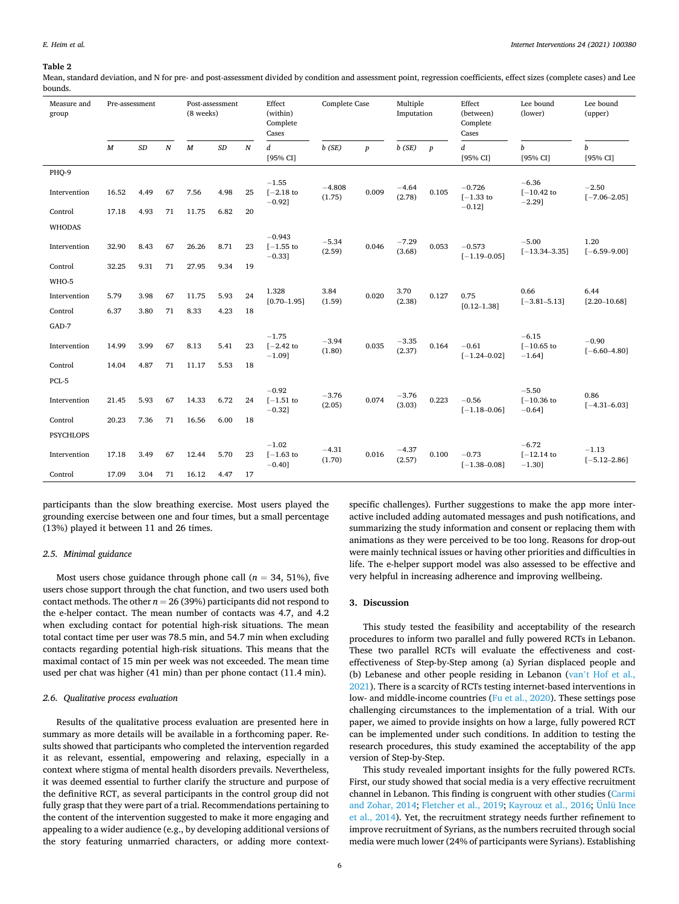**Table 2**

Mean, standard deviation, and N for pre- and post-assessment divided by condition and assessment point, regression coefficients, effect sizes (complete cases) and Lee bounds.

| Measure and group | Pre-assessment | | | Post-assessment (8 weeks) | | | Effect (within) Complete Cases | Complete Case | | Multiple Imputation | | Effect (between) Complete Cases | Lee bound (lower) | Lee bound (upper) |
|---|---|---|---|---|---|---|---|---|---|---|---|---|---|---|
| | *M* | *SD* | *N* | *M* | *SD* | *N* | *d* [95% CI] | *b (SE)* | *p* | *b (SE)* | *p* | *d* [95% CI] | *b* [95% CI] | *b* [95% CI] |
| PHQ-9 | | | | | | | | | | | | | | |
| Intervention | 16.52 | 4.49 | 67 | 7.56 | 4.98 | 25 | −1.55 [−2.18 to −0.92] | −4.808 (1.75) | 0.009 | −4.64 (2.78) | 0.105 | −0.726 [−1.33 to −0.12] | −6.36 [−10.42 to −2.29] | −2.50 [−7.06–2.05] |
| Control | 17.18 | 4.93 | 71 | 11.75 | 6.82 | 20 | | | | | | | | |
| WHODAS | | | | | | | | | | | | | | |
| Intervention | 32.90 | 8.43 | 67 | 26.26 | 8.71 | 23 | −0.943 [−1.55 to −0.33] | −5.34 (2.59) | 0.046 | −7.29 (3.68) | 0.053 | −0.573 [−1.19–0.05] | −5.00 [−13.34–3.35] | 1.20 [−6.59–9.00] |
| Control | 32.25 | 9.31 | 71 | 27.95 | 9.34 | 19 | | | | | | | | |
| WHO-5 | | | | | | | | | | | | | | |
| Intervention | 5.79 | 3.98 | 67 | 11.75 | 5.93 | 24 | 1.328 [0.70–1.95] | 3.84 (1.59) | 0.020 | 3.70 (2.38) | 0.127 | 0.75 [0.12–1.38] | 0.66 [−3.81–5.13] | 6.44 [2.20–10.68] |
| Control | 6.37 | 3.80 | 71 | 8.33 | 4.23 | 18 | | | | | | | | |
| GAD-7 | | | | | | | | | | | | | | |
| Intervention | 14.99 | 3.99 | 67 | 8.13 | 5.41 | 23 | −1.75 [−2.42 to −1.09] | −3.94 (1.80) | 0.035 | −3.35 (2.37) | 0.164 | −0.61 [−1.24–0.02] | −6.15 [−10.65 to −1.64] | −0.90 [−6.60–4.80] |
| Control | 14.04 | 4.87 | 71 | 11.17 | 5.53 | 18 | | | | | | | | |
| PCL-5 | | | | | | | | | | | | | | |
| Intervention | 21.45 | 5.93 | 67 | 14.33 | 6.72 | 24 | −0.92 [−1.51 to −0.32] | −3.76 (2.05) | 0.074 | −3.76 (3.03) | 0.223 | −0.56 [−1.18–0.06] | −5.50 [−10.36 to −0.64] | 0.86 [−4.31–6.03] |
| Control | 20.23 | 7.36 | 71 | 16.56 | 6.00 | 18 | | | | | | | | |
| PSYCHLOPS | | | | | | | | | | | | | | |
| Intervention | 17.18 | 3.49 | 67 | 12.44 | 5.70 | 23 | −1.02 [−1.63 to −0.40] | −4.31 (1.70) | 0.016 | −4.37 (2.57) | 0.100 | −0.73 [−1.38–0.08] | −6.72 [−12.14 to −1.30] | −1.13 [−5.12–2.86] |
| Control | 17.09 | 3.04 | 71 | 16.12 | 4.47 | 17 | | | | | | | | |

participants than the slow breathing exercise. Most users played the grounding exercise between one and four times, but a small percentage (13%) played it between 11 and 26 times.

### 2.5. Minimal guidance

Most users chose guidance through phone call ($n = 34$, 51%), five users chose support through the chat function, and two users used both contact methods. The other $n = 26$ (39%) participants did not respond to the e-helper contact. The mean number of contacts was 4.7, and 4.2 when excluding contact for potential high-risk situations. The mean total contact time per user was 78.5 min, and 54.7 min when excluding contacts regarding potential high-risk situations. This means that the maximal contact of 15 min per week was not exceeded. The mean time used per chat was higher (41 min) than per phone contact (11.4 min).

### 2.6. Qualitative process evaluation

Results of the qualitative process evaluation are presented here in summary as more details will be available in a forthcoming paper. Results showed that participants who completed the intervention regarded it as relevant, essential, empowering and relaxing, especially in a context where stigma of mental health disorders prevails. Nevertheless, it was deemed essential to further clarify the structure and purpose of the definitive RCT, as several participants in the control group did not fully grasp that they were part of a trial. Recommendations pertaining to the content of the intervention suggested to make it more engaging and appealing to a wider audience (e.g., by developing additional versions of the story featuring unmarried characters, or adding more context-specific challenges). Further suggestions to make the app more interactive included adding automated messages and push notifications, and summarizing the study information and consent or replacing them with animations as they were perceived to be too long. Reasons for drop-out were mainly technical issues or having other priorities and difficulties in life. The e-helper support model was also assessed to be effective and very helpful in increasing adherence and improving wellbeing.

## 3. Discussion

This study tested the feasibility and acceptability of the research procedures to inform two parallel and fully powered RCTs in Lebanon. These two parallel RCTs will evaluate the effectiveness and cost-effectiveness of Step-by-Step among (a) Syrian displaced people and (b) Lebanese and other people residing in Lebanon (van't Hof et al., 2021). There is a scarcity of RCTs testing internet-based interventions in low- and middle-income countries (Fu et al., 2020). These settings pose challenging circumstances to the implementation of a trial. With our paper, we aimed to provide insights on how a large, fully powered RCT can be implemented under such conditions. In addition to testing the research procedures, this study examined the acceptability of the app version of Step-by-Step.

This study revealed important insights for the fully powered RCTs. First, our study showed that social media is a very effective recruitment channel in Lebanon. This finding is congruent with other studies (Carmi and Zohar, 2014; Fletcher et al., 2019; Kayrouz et al., 2016; Ünlü Ince et al., 2014). Yet, the recruitment strategy needs further refinement to improve recruitment of Syrians, as the numbers recruited through social media were much lower (24% of participants were Syrians). Establishing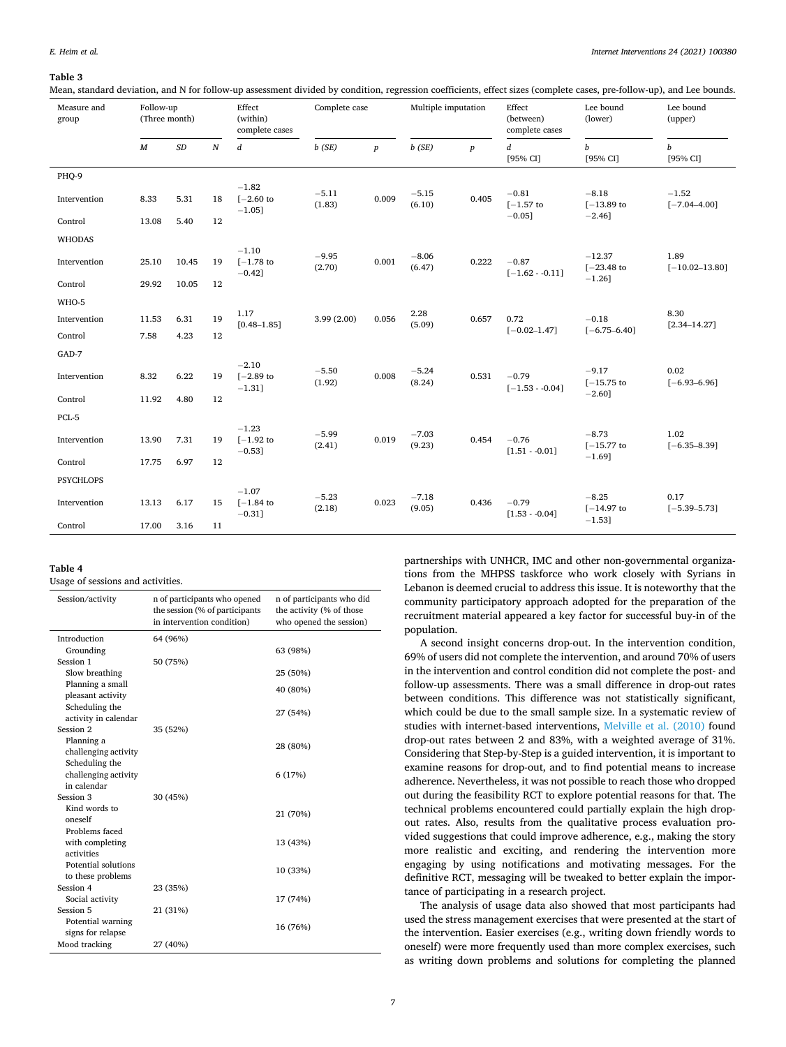**Table 3**
Mean, standard deviation, and N for follow-up assessment divided by condition, regression coefficients, effect sizes (complete cases, pre-follow-up), and Lee bounds.

| Measure and group | Follow-up (Three month) | | | Effect (within) complete cases | Complete case | | Multiple imputation | | Effect (between) complete cases | Lee bound (lower) | Lee bound (upper) |
|---|---|---|---|---|---|---|---|---|---|---|---|
| | *M* | *SD* | *N* | *d* | *b (SE)* | *p* | *b (SE)* | *p* | *d* [95% CI] | *b* [95% CI] | *b* [95% CI] |
| PHQ-9 | | | | | | | | | | | |
| Intervention | 8.33 | 5.31 | 18 | −1.82 [−2.60 to −1.05] | −5.11 (1.83) | 0.009 | −5.15 (6.10) | 0.405 | −0.81 [−1.57 to −0.05] | −8.18 [−13.89 to −2.46] | −1.52 [−7.04–4.00] |
| Control | 13.08 | 5.40 | 12 | | | | | | | | |
| WHODAS | | | | | | | | | | | |
| Intervention | 25.10 | 10.45 | 19 | −1.10 [−1.78 to −0.42] | −9.95 (2.70) | 0.001 | −8.06 (6.47) | 0.222 | −0.87 [−1.62 - -0.11] | −12.37 [−23.48 to −1.26] | 1.89 [−10.02–13.80] |
| Control | 29.92 | 10.05 | 12 | | | | | | | | |
| WHO-5 | | | | | | | | | | | |
| Intervention | 11.53 | 6.31 | 19 | 1.17 [0.48–1.85] | 3.99 (2.00) | 0.056 | 2.28 (5.09) | 0.657 | 0.72 [−0.02–1.47] | −0.18 [−6.75–6.40] | 8.30 [2.34–14.27] |
| Control | 7.58 | 4.23 | 12 | | | | | | | | |
| GAD-7 | | | | | | | | | | | |
| Intervention | 8.32 | 6.22 | 19 | −2.10 [−2.89 to −1.31] | −5.50 (1.92) | 0.008 | −5.24 (8.24) | 0.531 | −0.79 [−1.53 - -0.04] | −9.17 [−15.75 to −2.60] | 0.02 [−6.93–6.96] |
| Control | 11.92 | 4.80 | 12 | | | | | | | | |
| PCL-5 | | | | | | | | | | | |
| Intervention | 13.90 | 7.31 | 19 | −1.23 [−1.92 to −0.53] | −5.99 (2.41) | 0.019 | −7.03 (9.23) | 0.454 | −0.76 [1.51 - -0.01] | −8.73 [−15.77 to −1.69] | 1.02 [−6.35–8.39] |
| Control | 17.75 | 6.97 | 12 | | | | | | | | |
| PSYCHLOPS | | | | | | | | | | | |
| Intervention | 13.13 | 6.17 | 15 | −1.07 [−1.84 to −0.31] | −5.23 (2.18) | 0.023 | −7.18 (9.05) | 0.436 | −0.79 [1.53 - -0.04] | −8.25 [−14.97 to −1.53] | 0.17 [−5.39–5.73] |
| Control | 17.00 | 3.16 | 11 | | | | | | | | |

**Table 4**
Usage of sessions and activities.

| Session/activity | n of participants who opened the session (% of participants in intervention condition) | n of participants who did the activity (% of those who opened the session) |
|---|---|---|
| Introduction | 64 (96%) | |
| Grounding | | 63 (98%) |
| Session 1 | 50 (75%) | |
| Slow breathing | | 25 (50%) |
| Planning a small pleasant activity | | 40 (80%) |
| Scheduling the activity in calendar | | 27 (54%) |
| Session 2 | 35 (52%) | |
| Planning a challenging activity | | 28 (80%) |
| Scheduling the challenging activity in calendar | | 6 (17%) |
| Session 3 | 30 (45%) | |
| Kind words to oneself | | 21 (70%) |
| Problems faced with completing activities | | 13 (43%) |
| Potential solutions to these problems | | 10 (33%) |
| Session 4 | 23 (35%) | |
| Social activity | | 17 (74%) |
| Session 5 | 21 (31%) | |
| Potential warning signs for relapse | | 16 (76%) |
| Mood tracking | 27 (40%) | |

partnerships with UNHCR, IMC and other non-governmental organizations from the MHPSS taskforce who work closely with Syrians in Lebanon is deemed crucial to address this issue. It is noteworthy that the community participatory approach adopted for the preparation of the recruitment material appeared a key factor for successful buy-in of the population.

A second insight concerns drop-out. In the intervention condition, 69% of users did not complete the intervention, and around 70% of users in the intervention and control condition did not complete the post- and follow-up assessments. There was a small difference in drop-out rates between conditions. This difference was not statistically significant, which could be due to the small sample size. In a systematic review of studies with internet-based interventions, Melville et al. (2010) found drop-out rates between 2 and 83%, with a weighted average of 31%. Considering that Step-by-Step is a guided intervention, it is important to examine reasons for drop-out, and to find potential means to increase adherence. Nevertheless, it was not possible to reach those who dropped out during the feasibility RCT to explore potential reasons for that. The technical problems encountered could partially explain the high drop-out rates. Also, results from the qualitative process evaluation provided suggestions that could improve adherence, e.g., making the story more realistic and exciting, and rendering the intervention more engaging by using notifications and motivating messages. For the definitive RCT, messaging will be tweaked to better explain the importance of participating in a research project.

The analysis of usage data also showed that most participants had used the stress management exercises that were presented at the start of the intervention. Easier exercises (e.g., writing down friendly words to oneself) were more frequently used than more complex exercises, such as writing down problems and solutions for completing the planned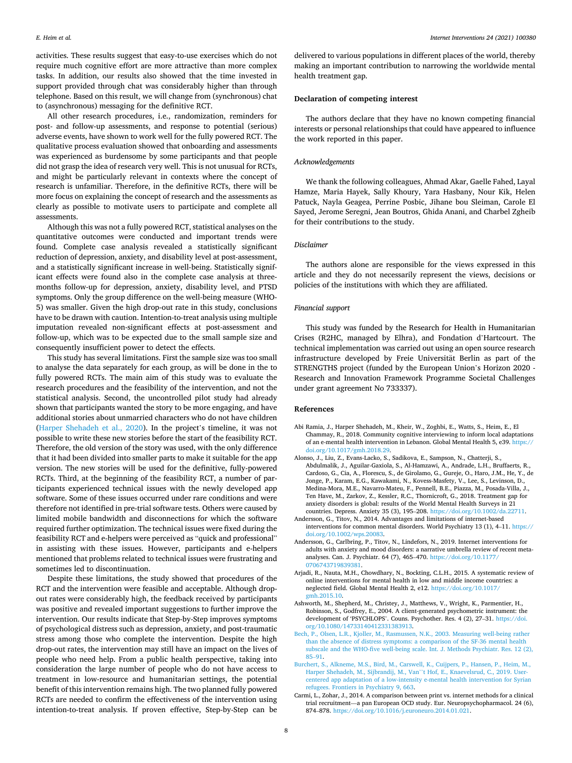activities. These results suggest that easy-to-use exercises which do not require much cognitive effort are more attractive than more complex tasks. In addition, our results also showed that the time invested in support provided through chat was considerably higher than through telephone. Based on this result, we will change from (synchronous) chat to (asynchronous) messaging for the definitive RCT.

All other research procedures, i.e., randomization, reminders for post- and follow-up assessments, and response to potential (serious) adverse events, have shown to work well for the fully powered RCT. The qualitative process evaluation showed that onboarding and assessments was experienced as burdensome by some participants and that people did not grasp the idea of research very well. This is not unusual for RCTs, and might be particularly relevant in contexts where the concept of research is unfamiliar. Therefore, in the definitive RCTs, there will be more focus on explaining the concept of research and the assessments as clearly as possible to motivate users to participate and complete all assessments.

Although this was not a fully powered RCT, statistical analyses on the quantitative outcomes were conducted and important trends were found. Complete case analysis revealed a statistically significant reduction of depression, anxiety, and disability level at post-assessment, and a statistically significant increase in well-being. Statistically significant effects were found also in the complete case analysis at three-months follow-up for depression, anxiety, disability level, and PTSD symptoms. Only the group difference on the well-being measure (WHO-5) was smaller. Given the high drop-out rate in this study, conclusions have to be drawn with caution. Intention-to-treat analysis using multiple imputation revealed non-significant effects at post-assessment and follow-up, which was to be expected due to the small sample size and consequently insufficient power to detect the effects.

This study has several limitations. First the sample size was too small to analyse the data separately for each group, as will be done in the to fully powered RCTs. The main aim of this study was to evaluate the research procedures and the feasibility of the intervention, and not the statistical analysis. Second, the uncontrolled pilot study had already shown that participants wanted the story to be more engaging, and have additional stories about unmarried characters who do not have children (Harper Shehadeh et al., 2020). In the project's timeline, it was not possible to write these new stories before the start of the feasibility RCT. Therefore, the old version of the story was used, with the only difference that it had been divided into smaller parts to make it suitable for the app version. The new stories will be used for the definitive, fully-powered RCTs. Third, at the beginning of the feasibility RCT, a number of participants experienced technical issues with the newly developed app software. Some of these issues occurred under rare conditions and were therefore not identified in pre-trial software tests. Others were caused by limited mobile bandwidth and disconnections for which the software required further optimization. The technical issues were fixed during the feasibility RCT and e-helpers were perceived as "quick and professional" in assisting with these issues. However, participants and e-helpers mentioned that problems related to technical issues were frustrating and sometimes led to discontinuation.

Despite these limitations, the study showed that procedures of the RCT and the intervention were feasible and acceptable. Although drop-out rates were considerably high, the feedback received by participants was positive and revealed important suggestions to further improve the intervention. Our results indicate that Step-by-Step improves symptoms of psychological distress such as depression, anxiety, and post-traumatic stress among those who complete the intervention. Despite the high drop-out rates, the intervention may still have an impact on the lives of people who need help. From a public health perspective, taking into consideration the large number of people who do not have access to treatment in low-resource and humanitarian settings, the potential benefit of this intervention remains high. The two planned fully powered RCTs are needed to confirm the effectiveness of the intervention using intention-to-treat analysis. If proven effective, Step-by-Step can be delivered to various populations in different places of the world, thereby making an important contribution to narrowing the worldwide mental health treatment gap.

## Declaration of competing interest

The authors declare that they have no known competing financial interests or personal relationships that could have appeared to influence the work reported in this paper.

### *Acknowledgements*

We thank the following colleagues, Ahmad Akar, Gaelle Fahed, Layal Hamze, Maria Hayek, Sally Khoury, Yara Hasbany, Nour Kik, Helen Patuck, Nayla Geagea, Perrine Posbic, Jihane bou Sleiman, Carole El Sayed, Jerome Seregni, Jean Boutros, Ghida Anani, and Charbel Zgheib for their contributions to the study.

### *Disclaimer*

The authors alone are responsible for the views expressed in this article and they do not necessarily represent the views, decisions or policies of the institutions with which they are affiliated.

### *Financial support*

This study was funded by the Research for Health in Humanitarian Crises (R2HC, managed by Elhra), and Fondation d'Hartcourt. The technical implementation was carried out using an open source research infrastructure developed by Freie Universität Berlin as part of the STRENGTHS project (funded by the European Union's Horizon 2020 - Research and Innovation Framework Programme Societal Challenges under grant agreement No 733337).

## References

Abi Ramia, J., Harper Shehadeh, M., Kheir, W., Zoghbi, E., Watts, S., Heim, E., El Chammay, R., 2018. Community cognitive interviewing to inform local adaptations of an e-mental health intervention in Lebanon. Global Mental Health 5, e39. https://doi.org/10.1017/gmh.2018.29.

Alonso, J., Liu, Z., Evans-Lacko, S., Sadikova, E., Sampson, N., Chatterji, S., Abdulmalik, J., Aguilar-Gaxiola, S., Al-Hamzawi, A., Andrade, L.H., Bruffaerts, R., Cardoso, G., Cia, A., Florescu, S., de Girolamo, G., Gureje, O., Haro, J.M., He, Y., de Jonge, P., Karam, E.G., Kawakami, N., Kovess-Masfety, V., Lee, S., Levinson, D., Medina-Mora, M.E., Navarro-Mateu, F., Pennell, B.E., Piazza, M., Posada-Villa, J., Ten Have, M., Zarkov, Z., Kessler, R.C., Thornicroft, G., 2018. Treatment gap for anxiety disorders is global: results of the World Mental Health Surveys in 21 countries. Depress. Anxiety 35 (3), 195–208. https://doi.org/10.1002/da.22711.

Andersson, G., Titov, N., 2014. Advantages and limitations of internet-based interventions for common mental disorders. World Psychiatry 13 (1), 4–11. https://doi.org/10.1002/wps.20083.

Andersson, G., Carlbring, P., Titov, N., Lindefors, N., 2019. Internet interventions for adults with anxiety and mood disorders: a narrative umbrella review of recent meta-analyses. Can. J. Psychiatr. 64 (7), 465–470. https://doi.org/10.1177/0706743719839381.

Arjadi, R., Nauta, M.H., Chowdhary, N., Bockting, C.L.H., 2015. A systematic review of online interventions for mental health in low and middle income countries: a neglected field. Global Mental Health 2, e12. https://doi.org/10.1017/gmh.2015.10.

Ashworth, M., Shepherd, M., Christey, J., Matthews, V., Wright, K., Parmentier, H., Robinson, S., Godfrey, E., 2004. A client-generated psychometric instrument: the development of 'PSYCHLOPS'. Couns. Psychother. Res. 4 (2), 27–31. https://doi.org/10.1080/14733140412331383913.

Bech, P., Olsen, L.R., Kjoller, M., Rasmussen, N.K., 2003. Measuring well-being rather than the absence of distress symptoms: a comparison of the SF-36 mental health subscale and the WHO-five well-being scale. Int. J. Methods Psychiatr. Res. 12 (2), 85–91.

Burchert, S., Alkneme, M.S., Bird, M., Carswell, K., Cuijpers, P., Hansen, P., Heim, M., Harper Shehadeh, M., Sijbrandij, M., Van``t Hof, E., Knaevelsrud, C., 2019. User-centered app adaptation of a low-intensity e-mental health intervention for Syrian refugees. Frontiers in Psychiatry 9, 663.

Carmi, L., Zohar, J., 2014. A comparison between print vs. internet methods for a clinical trial recruitment—a pan European OCD study. Eur. Neuropsychopharmacol. 24 (6), 874–878. https://doi.org/10.1016/j.euroneuro.2014.01.021.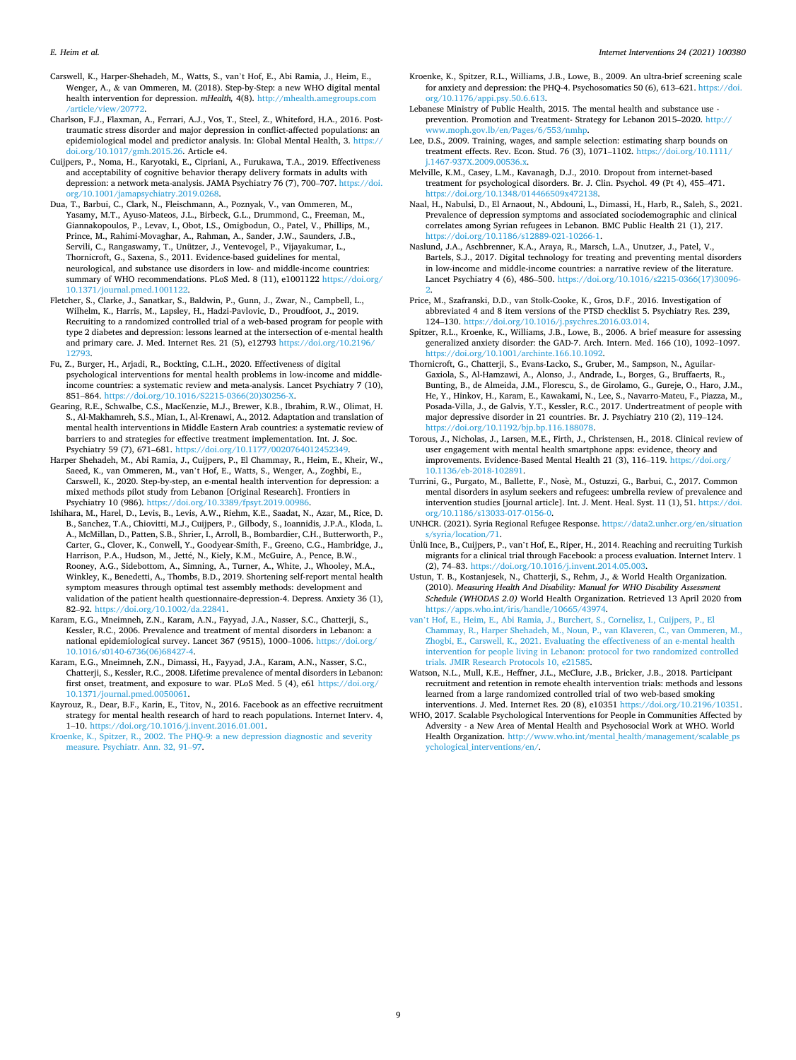Carswell, K., Harper-Shehadeh, M., Watts, S., van't Hof, E., Abi Ramia, J., Heim, E., Wenger, A., & van Ommeren, M. (2018). Step-by-Step: a new WHO digital mental health intervention for depression. *mHealth*, 4(8). http://mhealth.amegroups.com/article/view/20772.

Charlson, F.J., Flaxman, A., Ferrari, A.J., Vos, T., Steel, Z., Whiteford, H.A., 2016. Post-traumatic stress disorder and major depression in conflict-affected populations: an epidemiological model and predictor analysis. In: Global Mental Health, 3. https://doi.org/10.1017/gmh.2015.26. Article e4.

Cuijpers, P., Noma, H., Karyotaki, E., Cipriani, A., Furukawa, T.A., 2019. Effectiveness and acceptability of cognitive behavior therapy delivery formats in adults with depression: a network meta-analysis. JAMA Psychiatry 76 (7), 700–707. https://doi.org/10.1001/jamapsychiatry.2019.0268.

Dua, T., Barbui, C., Clark, N., Fleischmann, A., Poznyak, V., van Ommeren, M., Yasamy, M.T., Ayuso-Mateos, J.L., Birbeck, G.L., Drummond, C., Freeman, M., Giannakopoulos, P., Levav, I., Obot, I.S., Omigbodun, O., Patel, V., Phillips, M., Prince, M., Rahimi-Movaghar, A., Rahman, A., Sander, J.W., Saunders, J.B., Servili, C., Rangaswamy, T., Unützer, J., Ventevogel, P., Vijayakumar, L., Thornicroft, G., Saxena, S., 2011. Evidence-based guidelines for mental, neurological, and substance use disorders in low- and middle-income countries: summary of WHO recommendations. PLoS Med. 8 (11), e1001122 https://doi.org/10.1371/journal.pmed.1001122.

Fletcher, S., Clarke, J., Sanatkar, S., Baldwin, P., Gunn, J., Zwar, N., Campbell, L., Wilhelm, K., Harris, M., Lapsley, H., Hadzi-Pavlovic, D., Proudfoot, J., 2019. Recruiting to a randomized controlled trial of a web-based program for people with type 2 diabetes and depression: lessons learned at the intersection of e-mental health and primary care. J. Med. Internet Res. 21 (5), e12793 https://doi.org/10.2196/12793.

Fu, Z., Burger, H., Arjadi, R., Bockting, C.L.H., 2020. Effectiveness of digital psychological interventions for mental health problems in low-income and middle-income countries: a systematic review and meta-analysis. Lancet Psychiatry 7 (10), 851–864. https://doi.org/10.1016/S2215-0366(20)30256-X.

Gearing, R.E., Schwalbe, C.S., MacKenzie, M.J., Brewer, K.B., Ibrahim, R.W., Olimat, H. S., Al-Makhamreh, S.S., Mian, I., Al-Krenawi, A., 2012. Adaptation and translation of mental health interventions in Middle Eastern Arab countries: a systematic review of barriers to and strategies for effective treatment implementation. Int. J. Soc. Psychiatry 59 (7), 671–681. https://doi.org/10.1177/0020764012452349.

Harper Shehadeh, M., Abi Ramia, J., Cuijpers, P., El Chammay, R., Heim, E., Kheir, W., Saeed, K., van Ommeren, M., van't Hof, E., Watts, S., Wenger, A., Zoghbi, E., Carswell, K., 2020. Step-by-step, an e-mental health intervention for depression: a mixed methods pilot study from Lebanon [Original Research]. Frontiers in Psychiatry 10 (986). https://doi.org/10.3389/fpsyt.2019.00986.

Ishihara, M., Harel, D., Levis, B., Levis, A.W., Riehm, K.E., Saadat, N., Azar, M., Rice, D. B., Sanchez, T.A., Chiovitti, M.J., Cuijpers, P., Gilbody, S., Ioannidis, J.P.A., Kloda, L. A., McMillan, D., Patten, S.B., Shrier, I., Arroll, B., Bombardier, C.H., Butterworth, P., Carter, G., Clover, K., Conwell, Y., Goodyear-Smith, F., Greeno, C.G., Hambridge, J., Harrison, P.A., Hudson, M., Jetté, N., Kiely, K.M., McGuire, A., Pence, B.W., Rooney, A.G., Sidebottom, A., Simning, A., Turner, A., White, J., Whooley, M.A., Winkley, K., Benedetti, A., Thombs, B.D., 2019. Shortening self-report mental health symptom measures through optimal test assembly methods: development and validation of the patient health questionnaire-depression-4. Depress. Anxiety 36 (1), 82–92. https://doi.org/10.1002/da.22841.

Karam, E.G., Mneimneh, Z.N., Karam, A.N., Fayyad, J.A., Nasser, S.C., Chatterji, S., Kessler, R.C., 2006. Prevalence and treatment of mental disorders in Lebanon: a national epidemiological survey. Lancet 367 (9515), 1000–1006. https://doi.org/10.1016/s0140-6736(06)68427-4.

Karam, E.G., Mneimneh, Z.N., Dimassi, H., Fayyad, J.A., Karam, A.N., Nasser, S.C., Chatterji, S., Kessler, R.C., 2008. Lifetime prevalence of mental disorders in Lebanon: first onset, treatment, and exposure to war. PLoS Med. 5 (4), e61 https://doi.org/10.1371/journal.pmed.0050061.

Kayrouz, R., Dear, B.F., Karin, E., Titov, N., 2016. Facebook as an effective recruitment strategy for mental health research of hard to reach populations. Internet Interv. 4, 1–10. https://doi.org/10.1016/j.invent.2016.01.001.

Kroenke, K., Spitzer, R., 2002. The PHQ-9: a new depression diagnostic and severity measure. Psychiatr. Ann. 32, 91–97.

Kroenke, K., Spitzer, R.L., Williams, J.B., Lowe, B., 2009. An ultra-brief screening scale for anxiety and depression: the PHQ-4. Psychosomatics 50 (6), 613–621. https://doi.org/10.1176/appi.psy.50.6.613.

Lebanese Ministry of Public Health, 2015. The mental health and substance use - prevention. Promotion and Treatment- Strategy for Lebanon 2015–2020. http://www.moph.gov.lb/en/Pages/6/553/nmhp.

Lee, D.S., 2009. Training, wages, and sample selection: estimating sharp bounds on treatment effects. Rev. Econ. Stud. 76 (3), 1071–1102. https://doi.org/10.1111/j.1467-937X.2009.00536.x.

Melville, K.M., Casey, L.M., Kavanagh, D.J., 2010. Dropout from internet-based treatment for psychological disorders. Br. J. Clin. Psychol. 49 (Pt 4), 455–471. https://doi.org/10.1348/014466509x472138.

Naal, H., Nabulsi, D., El Arnaout, N., Abdouni, L., Dimassi, H., Harb, R., Saleh, S., 2021. Prevalence of depression symptoms and associated sociodemographic and clinical correlates among Syrian refugees in Lebanon. BMC Public Health 21 (1), 217. https://doi.org/10.1186/s12889-021-10266-1.

Naslund, J.A., Aschbrenner, K.A., Araya, R., Marsch, L.A., Unutzer, J., Patel, V., Bartels, S.J., 2017. Digital technology for treating and preventing mental disorders in low-income and middle-income countries: a narrative review of the literature. Lancet Psychiatry 4 (6), 486–500. https://doi.org/10.1016/s2215-0366(17)30096-2.

Price, M., Szafranski, D.D., van Stolk-Cooke, K., Gros, D.F., 2016. Investigation of abbreviated 4 and 8 item versions of the PTSD checklist 5. Psychiatry Res. 239, 124–130. https://doi.org/10.1016/j.psychres.2016.03.014.

Spitzer, R.L., Kroenke, K., Williams, J.B., Lowe, B., 2006. A brief measure for assessing generalized anxiety disorder: the GAD-7. Arch. Intern. Med. 166 (10), 1092–1097. https://doi.org/10.1001/archinte.166.10.1092.

Thornicroft, G., Chatterji, S., Evans-Lacko, S., Gruber, M., Sampson, N., Aguilar-Gaxiola, S., Al-Hamzawi, A., Alonso, J., Andrade, L., Borges, G., Bruffaerts, R., Bunting, B., de Almeida, J.M., Florescu, S., de Girolamo, G., Gureje, O., Haro, J.M., He, Y., Hinkov, H., Karam, E., Kawakami, N., Lee, S., Navarro-Mateu, F., Piazza, M., Posada-Villa, J., de Galvis, Y.T., Kessler, R.C., 2017. Undertreatment of people with major depressive disorder in 21 countries. Br. J. Psychiatry 210 (2), 119–124. https://doi.org/10.1192/bjp.bp.116.188078.

Torous, J., Nicholas, J., Larsen, M.E., Firth, J., Christensen, H., 2018. Clinical review of user engagement with mental health smartphone apps: evidence, theory and improvements. Evidence-Based Mental Health 21 (3), 116–119. https://doi.org/10.1136/eb-2018-102891.

Turrini, G., Purgato, M., Ballette, F., Nosè, M., Ostuzzi, G., Barbui, C., 2017. Common mental disorders in asylum seekers and refugees: umbrella review of prevalence and intervention studies [journal article]. Int. J. Ment. Heal. Syst. 11 (1), 51. https://doi.org/10.1186/s13033-017-0156-0.

UNHCR. (2021). Syria Regional Refugee Response. https://data2.unhcr.org/en/situations/syria/location/71.

Ünlü Ince, B., Cuijpers, P., van't Hof, E., Riper, H., 2014. Reaching and recruiting Turkish migrants for a clinical trial through Facebook: a process evaluation. Internet Interv. 1 (2), 74–83. https://doi.org/10.1016/j.invent.2014.05.003.

Ustun, T. B., Kostanjesek, N., Chatterji, S., Rehm, J., & World Health Organization. (2010). *Measuring Health And Disability: Manual for WHO Disability Assessment Schedule (WHODAS 2.0)* World Health Organization. Retrieved 13 April 2020 from https://apps.who.int/iris/handle/10665/43974.

van't Hof, E., Heim, E., Abi Ramia, J., Burchert, S., Cornelisz, I., Cuijpers, P., El Chammay, R., Harper Shehadeh, M., Noun, P., van Klaveren, C., van Ommeren, M., Zhogbi, E., Carswell, K., 2021. Evaluating the effectiveness of an e-mental health intervention for people living in Lebanon: protocol for two randomized controlled trials. JMIR Research Protocols 10, e21585.

Watson, N.L., Mull, K.E., Heffner, J.L., McClure, J.B., Bricker, J.B., 2018. Participant recruitment and retention in remote ehealth intervention trials: methods and lessons learned from a large randomized controlled trial of two web-based smoking interventions. J. Med. Internet Res. 20 (8), e10351 https://doi.org/10.2196/10351.

WHO, 2017. Scalable Psychological Interventions for People in Communities Affected by Adversity - a New Area of Mental Health and Psychosocial Work at WHO. World Health Organization. http://www.who.int/mental_health/management/scalable_psychological_interventions/en/.